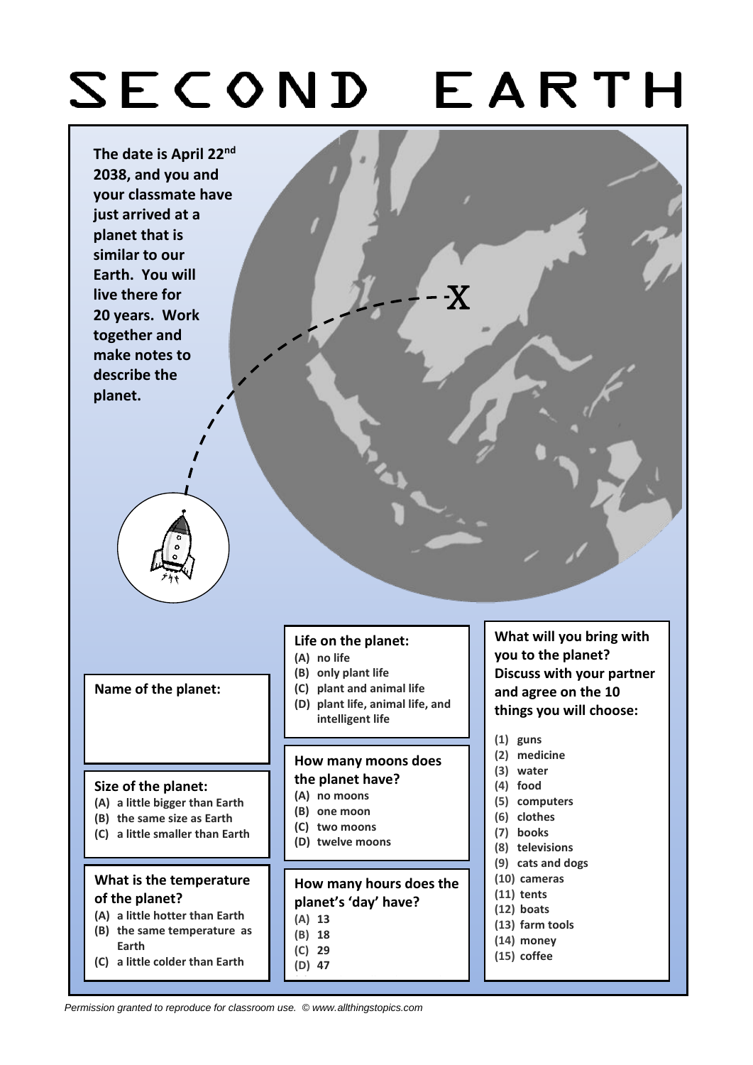# SECOND EARTH

**The date is April 22nd 2038, and you and your classmate have just arrived at a planet that is similar to our Earth. You will live there for 20 years. Work together and make notes to describe the planet.**

X

**Name of the planet:**

**Size of the planet:**

- **(A) a little bigger than Earth**
- **(B) the same size as Earth**
- **(C) a little smaller than Earth**

**What is the temperature of the planet?**

- **(A) a little hotter than Earth**
- **(B) the same temperature as Earth**
- **(C) a little colder than Earth**

**Life on the planet:**

- **(A) no life**
- **(B) only plant life**
- **(C) plant and animal life**
- **(D) plant life, animal life, and intelligent life**

**How many moons does the planet have?**

- **(A) no moons**
- **(B) one moon**
- **(C) two moons**
- **(D) twelve moons**

**How many hours does the planet's 'day' have?**

- **(A) 13**
- **(B) 18**
- **(C) 29**
- **(D) 47**

**What will you bring with you to the planet? Discuss with your partner and agree on the 10 things you will choose:**

- **(1) guns**
- **(2) medicine**
- **(3) water**
- **(4) food**
- **(5) computers**
- **(6) clothes**
- **(7) books**
- **(8) televisions**
- **(9) cats and dogs**
- **(10) cameras**
- **(11) tents**
- **(12) boats**
- **(13) farm tools**
- **(14) money**
- **(15) coffee**

*Permission granted to reproduce for classroom use. © www.allthingstopics.com*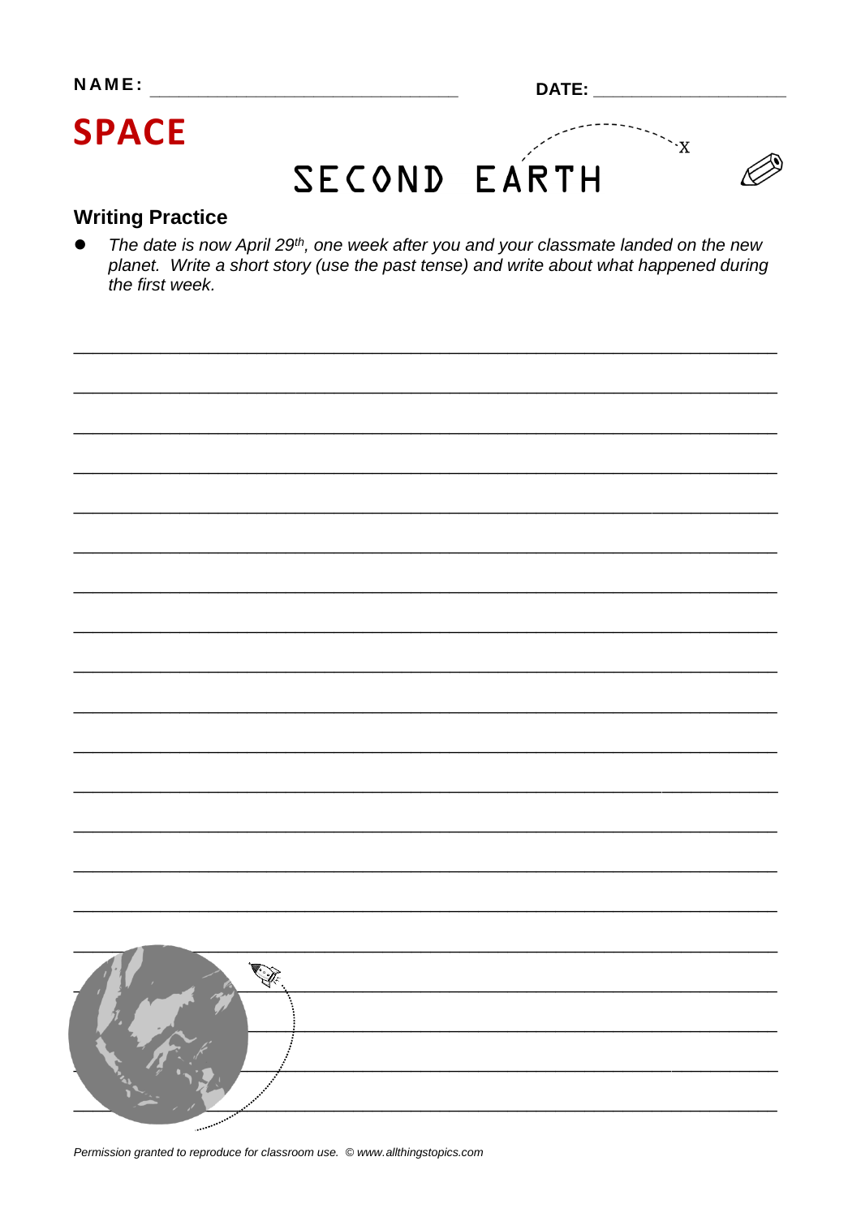NAME: ______________________________ DATE: ____________________

# SPACE

## SECOND EARTH

### Writing Practice

- *The date is now April 29$^{th}$, one week after you and your classmate landed on the new planet. Write a short story (use the past tense) and write about what happened during the first week.*

_______________________________________________________________________

_______________________________________________________________________

_______________________________________________________________________

_______________________________________________________________________

_______________________________________________________________________

_______________________________________________________________________

_______________________________________________________________________

_______________________________________________________________________

_______________________________________________________________________

_______________________________________________________________________

_______________________________________________________________________

_______________________________________________________________________

_______________________________________________________________________

_______________________________________________________________________

_______________________________________________________________________

_______________________________________________________________________

_______________________________________________________________________

_______________________________________________________________________

_______________________________________________________________________

_______________________________________________________________________

*Permission granted to reproduce for classroom use. © www.allthingstopics.com*